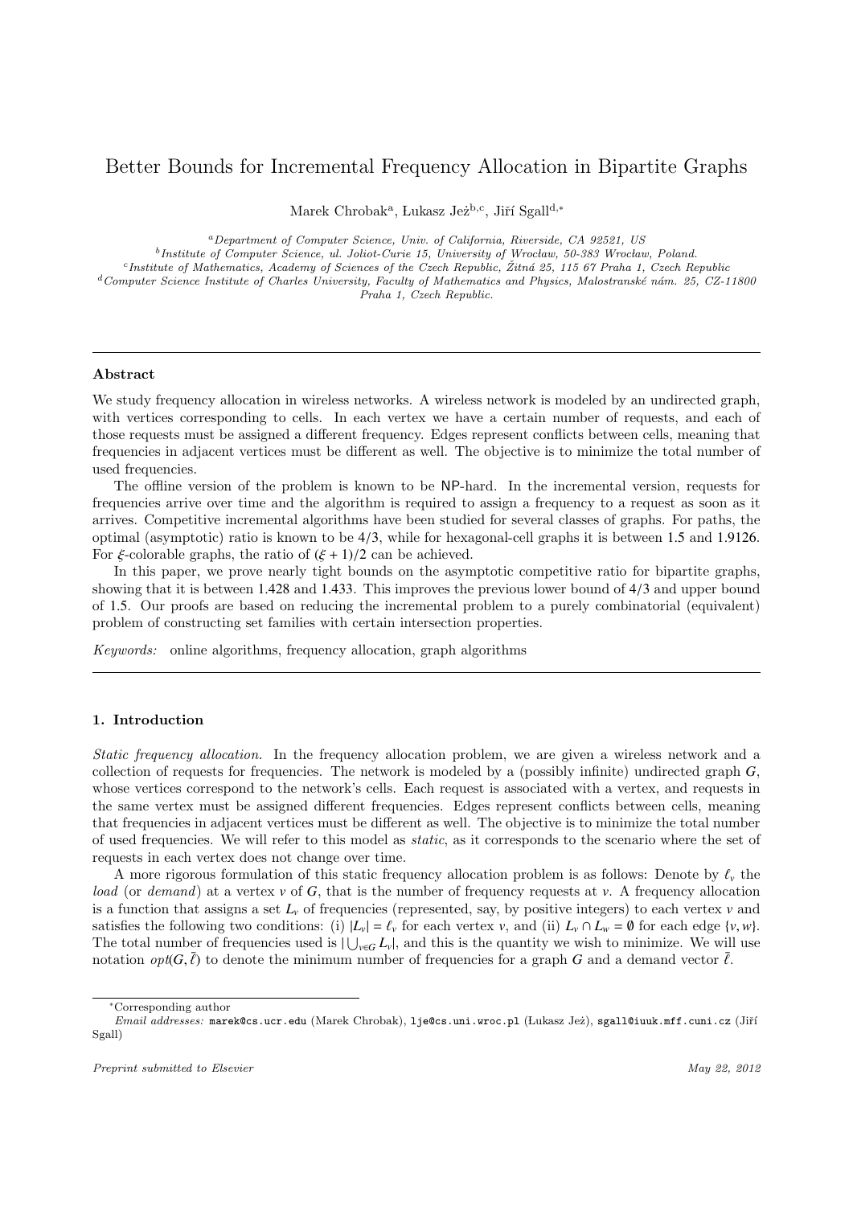# Better Bounds for Incremental Frequency Allocation in Bipartite Graphs

Marek Chrobak[a], Łukasz Jeż[b,c], Jiří Sgall[d,*]

[a] Department of Computer Science, Univ. of California, Riverside, CA 92521, US

[b] Institute of Computer Science, ul. Joliot-Curie 15, University of Wrocław, 50-383 Wrocław, Poland.

[c] Institute of Mathematics, Academy of Sciences of the Czech Republic, Žitná 25, 115 67 Praha 1, Czech Republic

[d] Computer Science Institute of Charles University, Faculty of Mathematics and Physics, Malostranské nám. 25, CZ-11800 Praha 1, Czech Republic.

---

### Abstract

We study frequency allocation in wireless networks. A wireless network is modeled by an undirected graph, with vertices corresponding to cells. In each vertex we have a certain number of requests, and each of those requests must be assigned a different frequency. Edges represent conflicts between cells, meaning that frequencies in adjacent vertices must be different as well. The objective is to minimize the total number of used frequencies.

The offline version of the problem is known to be NP-hard. In the incremental version, requests for frequencies arrive over time and the algorithm is required to assign a frequency to a request as soon as it arrives. Competitive incremental algorithms have been studied for several classes of graphs. For paths, the optimal (asymptotic) ratio is known to be 4/3, while for hexagonal-cell graphs it is between 1.5 and 1.9126. For $\xi$-colorable graphs, the ratio of $(\xi + 1)/2$ can be achieved.

In this paper, we prove nearly tight bounds on the asymptotic competitive ratio for bipartite graphs, showing that it is between 1.428 and 1.433. This improves the previous lower bound of 4/3 and upper bound of 1.5. Our proofs are based on reducing the incremental problem to a purely combinatorial (equivalent) problem of constructing set families with certain intersection properties.

*Keywords:* online algorithms, frequency allocation, graph algorithms

---

## 1. Introduction

*Static frequency allocation.* In the frequency allocation problem, we are given a wireless network and a collection of requests for frequencies. The network is modeled by a (possibly infinite) undirected graph $G$, whose vertices correspond to the network's cells. Each request is associated with a vertex, and requests in the same vertex must be assigned different frequencies. Edges represent conflicts between cells, meaning that frequencies in adjacent vertices must be different as well. The objective is to minimize the total number of used frequencies. We will refer to this model as *static*, as it corresponds to the scenario where the set of requests in each vertex does not change over time.

A more rigorous formulation of this static frequency allocation problem is as follows: Denote by $\ell_v$ the *load* (or *demand*) at a vertex $v$ of $G$, that is the number of frequency requests at $v$. A frequency allocation is a function that assigns a set $L_v$ of frequencies (represented, say, by positive integers) to each vertex $v$ and satisfies the following two conditions: (i) $|L_v| = \ell_v$ for each vertex $v$, and (ii) $L_v \cap L_w = \emptyset$ for each edge $\{v, w\}$. The total number of frequencies used is $|\bigcup_{v \in G} L_v|$, and this is the quantity we wish to minimize. We will use notation $opt(G, \bar{\ell})$ to denote the minimum number of frequencies for a graph $G$ and a demand vector $\bar{\ell}$.

---

*Corresponding author

*Email addresses:* marek@cs.ucr.edu (Marek Chrobak), lje@cs.uni.wroc.pl (Łukasz Jeż), sgall@iuuk.mff.cuni.cz (Jiří Sgall)

*Preprint submitted to Elsevier* *May 22, 2012*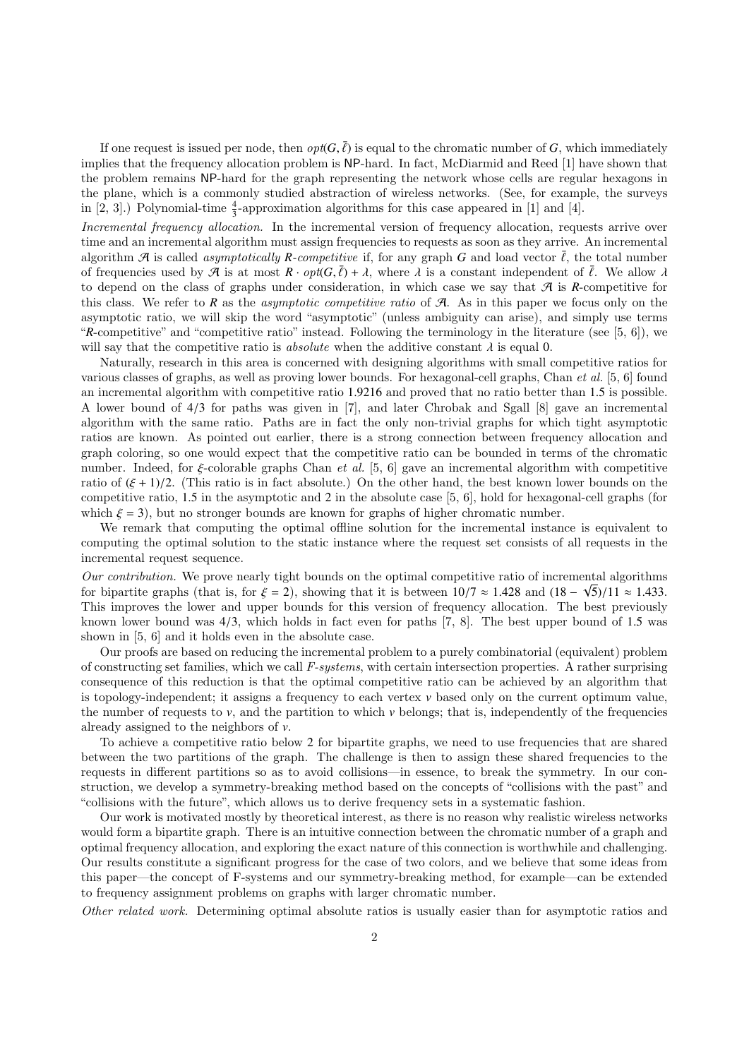If one request is issued per node, then $opt(G, \bar{\ell})$ is equal to the chromatic number of $G$, which immediately implies that the frequency allocation problem is NP-hard. In fact, McDiarmid and Reed [1] have shown that the problem remains NP-hard for the graph representing the network whose cells are regular hexagons in the plane, which is a commonly studied abstraction of wireless networks. (See, for example, the surveys in [2, 3].) Polynomial-time $\frac{4}{3}$-approximation algorithms for this case appeared in [1] and [4].

*Incremental frequency allocation.* In the incremental version of frequency allocation, requests arrive over time and an incremental algorithm must assign frequencies to requests as soon as they arrive. An incremental algorithm $\mathcal{A}$ is called *asymptotically $R$-competitive* if, for any graph $G$ and load vector $\bar{\ell}$, the total number of frequencies used by $\mathcal{A}$ is at most $R \cdot opt(G, \bar{\ell}) + \lambda$, where $\lambda$ is a constant independent of $\bar{\ell}$. We allow $\lambda$ to depend on the class of graphs under consideration, in which case we say that $\mathcal{A}$ is $R$-competitive for this class. We refer to $R$ as the *asymptotic competitive ratio* of $\mathcal{A}$. As in this paper we focus only on the asymptotic ratio, we will skip the word "asymptotic" (unless ambiguity can arise), and simply use terms "$R$-competitive" and "competitive ratio" instead. Following the terminology in the literature (see [5, 6]), we will say that the competitive ratio is *absolute* when the additive constant $\lambda$ is equal 0.

Naturally, research in this area is concerned with designing algorithms with small competitive ratios for various classes of graphs, as well as proving lower bounds. For hexagonal-cell graphs, Chan *et al.* [5, 6] found an incremental algorithm with competitive ratio 1.9216 and proved that no ratio better than 1.5 is possible. A lower bound of 4/3 for paths was given in [7], and later Chrobak and Sgall [8] gave an incremental algorithm with the same ratio. Paths are in fact the only non-trivial graphs for which tight asymptotic ratios are known. As pointed out earlier, there is a strong connection between frequency allocation and graph coloring, so one would expect that the competitive ratio can be bounded in terms of the chromatic number. Indeed, for $\xi$-colorable graphs Chan *et al.* [5, 6] gave an incremental algorithm with competitive ratio of $(\xi + 1)/2$. (This ratio is in fact absolute.) On the other hand, the best known lower bounds on the competitive ratio, 1.5 in the asymptotic and 2 in the absolute case [5, 6], hold for hexagonal-cell graphs (for which $\xi = 3$), but no stronger bounds are known for graphs of higher chromatic number.

We remark that computing the optimal offline solution for the incremental instance is equivalent to computing the optimal solution to the static instance where the request set consists of all requests in the incremental request sequence.

*Our contribution.* We prove nearly tight bounds on the optimal competitive ratio of incremental algorithms for bipartite graphs (that is, for $\xi = 2$), showing that it is between $10/7 \approx 1.428$ and $(18 - \sqrt{5})/11 \approx 1.433$. This improves the lower and upper bounds for this version of frequency allocation. The best previously known lower bound was 4/3, which holds in fact even for paths [7, 8]. The best upper bound of 1.5 was shown in [5, 6] and it holds even in the absolute case.

Our proofs are based on reducing the incremental problem to a purely combinatorial (equivalent) problem of constructing set families, which we call *F-systems*, with certain intersection properties. A rather surprising consequence of this reduction is that the optimal competitive ratio can be achieved by an algorithm that is topology-independent; it assigns a frequency to each vertex $v$ based only on the current optimum value, the number of requests to $v$, and the partition to which $v$ belongs; that is, independently of the frequencies already assigned to the neighbors of $v$.

To achieve a competitive ratio below 2 for bipartite graphs, we need to use frequencies that are shared between the two partitions of the graph. The challenge is then to assign these shared frequencies to the requests in different partitions so as to avoid collisions—in essence, to break the symmetry. In our construction, we develop a symmetry-breaking method based on the concepts of "collisions with the past" and "collisions with the future", which allows us to derive frequency sets in a systematic fashion.

Our work is motivated mostly by theoretical interest, as there is no reason why realistic wireless networks would form a bipartite graph. There is an intuitive connection between the chromatic number of a graph and optimal frequency allocation, and exploring the exact nature of this connection is worthwhile and challenging. Our results constitute a significant progress for the case of two colors, and we believe that some ideas from this paper—the concept of F-systems and our symmetry-breaking method, for example—can be extended to frequency assignment problems on graphs with larger chromatic number.

*Other related work.* Determining optimal absolute ratios is usually easier than for asymptotic ratios and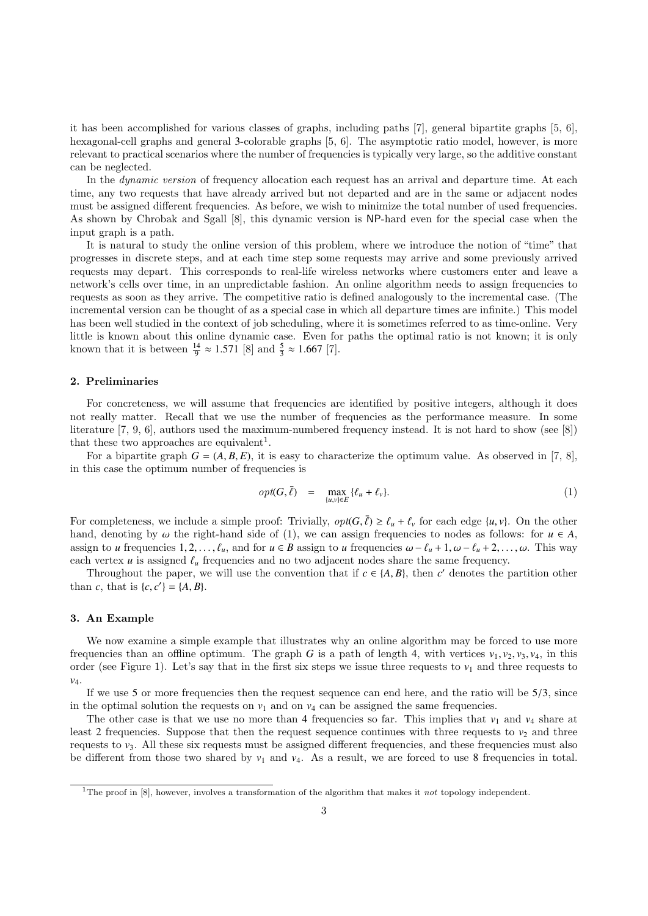it has been accomplished for various classes of graphs, including paths [7], general bipartite graphs [5, 6], hexagonal-cell graphs and general 3-colorable graphs [5, 6]. The asymptotic ratio model, however, is more relevant to practical scenarios where the number of frequencies is typically very large, so the additive constant can be neglected.

In the *dynamic version* of frequency allocation each request has an arrival and departure time. At each time, any two requests that have already arrived but not departed and are in the same or adjacent nodes must be assigned different frequencies. As before, we wish to minimize the total number of used frequencies. As shown by Chrobak and Sgall [8], this dynamic version is NP-hard even for the special case when the input graph is a path.

It is natural to study the online version of this problem, where we introduce the notion of "time" that progresses in discrete steps, and at each time step some requests may arrive and some previously arrived requests may depart. This corresponds to real-life wireless networks where customers enter and leave a network's cells over time, in an unpredictable fashion. An online algorithm needs to assign frequencies to requests as soon as they arrive. The competitive ratio is defined analogously to the incremental case. (The incremental version can be thought of as a special case in which all departure times are infinite.) This model has been well studied in the context of job scheduling, where it is sometimes referred to as time-online. Very little is known about this online dynamic case. Even for paths the optimal ratio is not known; it is only known that it is between $\frac{14}{9} \approx 1.571$ [8] and $\frac{5}{3} \approx 1.667$ [7].

## 2. Preliminaries

For concreteness, we will assume that frequencies are identified by positive integers, although it does not really matter. Recall that we use the number of frequencies as the performance measure. In some literature [7, 9, 6], authors used the maximum-numbered frequency instead. It is not hard to show (see [8]) that these two approaches are equivalent[1].

For a bipartite graph $G = (A, B, E)$, it is easy to characterize the optimum value. As observed in [7, 8], in this case the optimum number of frequencies is

$$opt(G, \bar{\ell}) \quad = \quad \max_{\{u,v\} \in E} \{\ell_u + \ell_v\}. \tag{1}$$

For completeness, we include a simple proof: Trivially, $opt(G, \bar{\ell}) \geq \ell_u + \ell_v$ for each edge $\{u, v\}$. On the other hand, denoting by $\omega$ the right-hand side of (1), we can assign frequencies to nodes as follows: for $u \in A$, assign to $u$ frequencies $1, 2, \ldots, \ell_u$, and for $u \in B$ assign to $u$ frequencies $\omega - \ell_u + 1, \omega - \ell_u + 2, \ldots, \omega$. This way each vertex $u$ is assigned $\ell_u$ frequencies and no two adjacent nodes share the same frequency.

Throughout the paper, we will use the convention that if $c \in \{A, B\}$, then $c'$ denotes the partition other than $c$, that is $\{c, c'\} = \{A, B\}$.

## 3. An Example

We now examine a simple example that illustrates why an online algorithm may be forced to use more frequencies than an offline optimum. The graph $G$ is a path of length 4, with vertices $v_1, v_2, v_3, v_4$, in this order (see Figure 1). Let's say that in the first six steps we issue three requests to $v_1$ and three requests to $v_4$.

If we use 5 or more frequencies then the request sequence can end here, and the ratio will be $5/3$, since in the optimal solution the requests on $v_1$ and on $v_4$ can be assigned the same frequencies.

The other case is that we use no more than 4 frequencies so far. This implies that $v_1$ and $v_4$ share at least 2 frequencies. Suppose that then the request sequence continues with three requests to $v_2$ and three requests to $v_3$. All these six requests must be assigned different frequencies, and these frequencies must also be different from those two shared by $v_1$ and $v_4$. As a result, we are forced to use 8 frequencies in total.

[1] The proof in [8], however, involves a transformation of the algorithm that makes it *not* topology independent.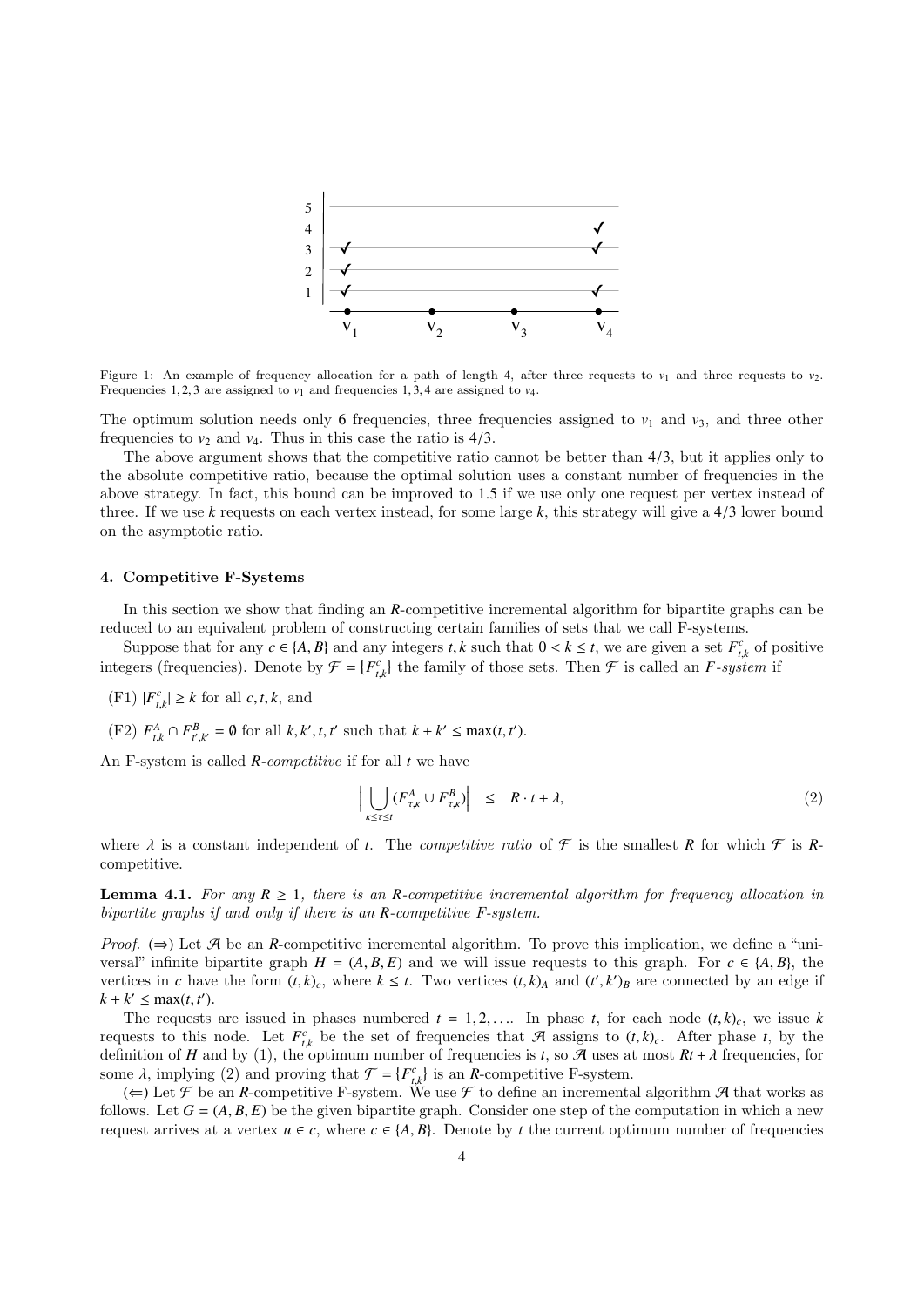Figure 1: An example of frequency allocation for a path of length 4, after three requests to $v_1$ and three requests to $v_2$. Frequencies $1, 2, 3$ are assigned to $v_1$ and frequencies $1, 3, 4$ are assigned to $v_4$.

The optimum solution needs only 6 frequencies, three frequencies assigned to $v_1$ and $v_3$, and three other frequencies to $v_2$ and $v_4$. Thus in this case the ratio is $4/3$.

The above argument shows that the competitive ratio cannot be better than $4/3$, but it applies only to the absolute competitive ratio, because the optimal solution uses a constant number of frequencies in the above strategy. In fact, this bound can be improved to 1.5 if we use only one request per vertex instead of three. If we use $k$ requests on each vertex instead, for some large $k$, this strategy will give a $4/3$ lower bound on the asymptotic ratio.

## 4. Competitive F-Systems

In this section we show that finding an $R$-competitive incremental algorithm for bipartite graphs can be reduced to an equivalent problem of constructing certain families of sets that we call F-systems.

Suppose that for any $c \in \{A, B\}$ and any integers $t, k$ such that $0 < k \leq t$, we are given a set $F^c_{t,k}$ of positive integers (frequencies). Denote by $\mathcal{F} = \{F^c_{t,k}\}$ the family of those sets. Then $\mathcal{F}$ is called an *F-system* if

(F1) $|F^c_{t,k}| \geq k$ for all $c, t, k$, and

(F2) $F^A_{t,k} \cap F^B_{t',k'} = \emptyset$ for all $k, k', t, t'$ such that $k + k' \leq \max(t, t')$.

An F-system is called *$R$-competitive* if for all $t$ we have

$$\Big| \bigcup_{\kappa \leq \tau \leq t} (F^A_{\tau,\kappa} \cup F^B_{\tau,\kappa}) \Big| \quad \leq \quad R \cdot t + \lambda, \tag{2}$$

where $\lambda$ is a constant independent of $t$. The *competitive ratio* of $\mathcal{F}$ is the smallest $R$ for which $\mathcal{F}$ is $R$-competitive.

**Lemma 4.1.** *For any $R \geq 1$, there is an $R$-competitive incremental algorithm for frequency allocation in bipartite graphs if and only if there is an $R$-competitive F-system.*

*Proof.* ($\Rightarrow$) Let $\mathcal{A}$ be an $R$-competitive incremental algorithm. To prove this implication, we define a "universal" infinite bipartite graph $H = (A, B, E)$ and we will issue requests to this graph. For $c \in \{A, B\}$, the vertices in $c$ have the form $(t, k)_c$, where $k \leq t$. Two vertices $(t, k)_A$ and $(t', k')_B$ are connected by an edge if $k + k' \leq \max(t, t')$.

The requests are issued in phases numbered $t = 1, 2, \ldots$. In phase $t$, for each node $(t, k)_c$, we issue $k$ requests to this node. Let $F^c_{t,k}$ be the set of frequencies that $\mathcal{A}$ assigns to $(t, k)_c$. After phase $t$, by the definition of $H$ and by (1), the optimum number of frequencies is $t$, so $\mathcal{A}$ uses at most $Rt + \lambda$ frequencies, for some $\lambda$, implying (2) and proving that $\mathcal{F} = \{F^c_{t,k}\}$ is an $R$-competitive F-system.

($\Leftarrow$) Let $\mathcal{F}$ be an $R$-competitive F-system. We use $\mathcal{F}$ to define an incremental algorithm $\mathcal{A}$ that works as follows. Let $G = (A, B, E)$ be the given bipartite graph. Consider one step of the computation in which a new request arrives at a vertex $u \in c$, where $c \in \{A, B\}$. Denote by $t$ the current optimum number of frequencies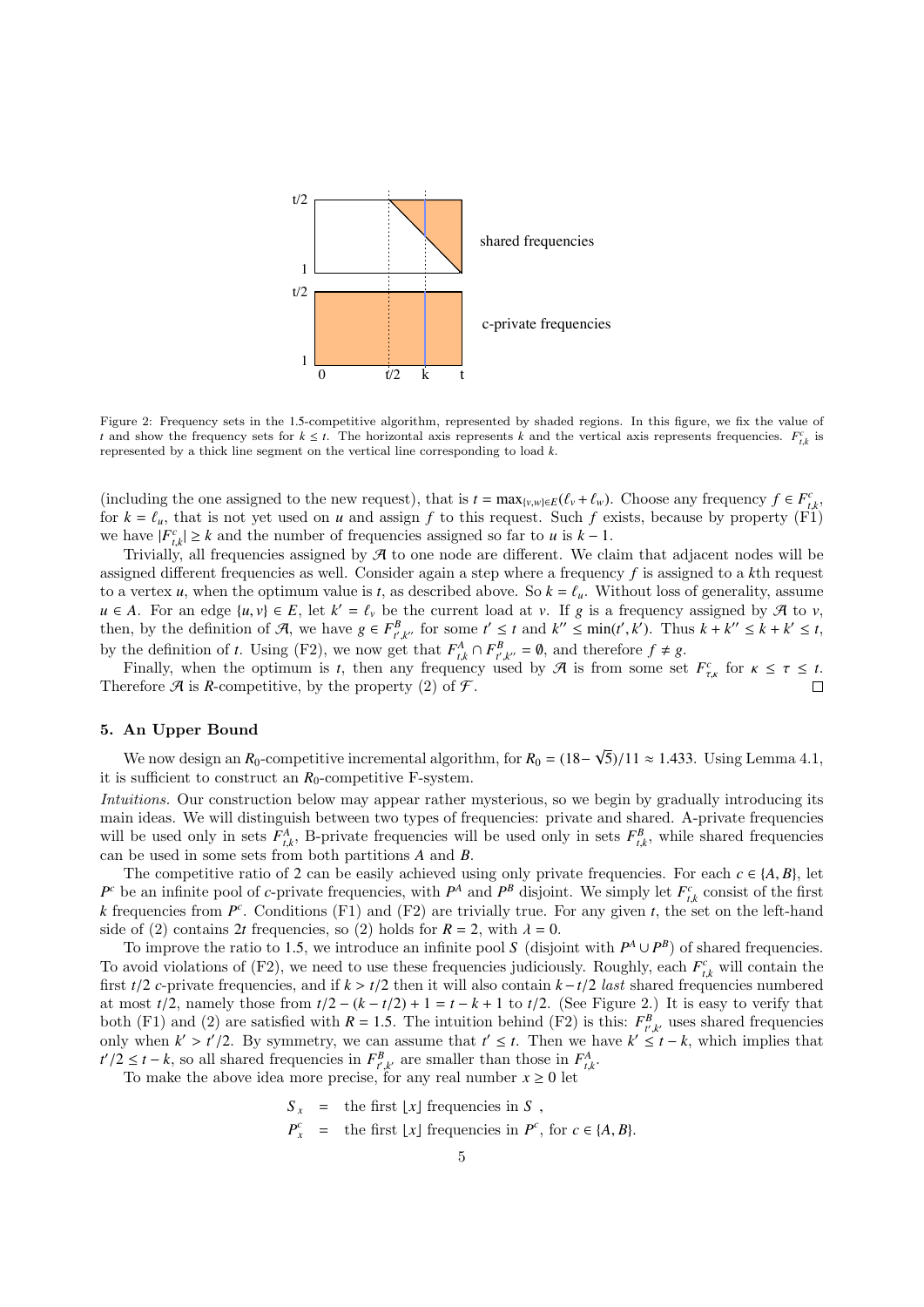Figure 2: Frequency sets in the 1.5-competitive algorithm, represented by shaded regions. In this figure, we fix the value of $t$ and show the frequency sets for $k \leq t$. The horizontal axis represents $k$ and the vertical axis represents frequencies. $F^c_{t,k}$ is represented by a thick line segment on the vertical line corresponding to load $k$.

(including the one assigned to the new request), that is $t = \max_{\{v,w\}\in E}(\ell_v + \ell_w)$. Choose any frequency $f \in F^c_{t,k}$, for $k = \ell_u$, that is not yet used on $u$ and assign $f$ to this request. Such $f$ exists, because by property (F1) we have $|F^c_{t,k}| \geq k$ and the number of frequencies assigned so far to $u$ is $k - 1$.

Trivially, all frequencies assigned by $\mathcal{A}$ to one node are different. We claim that adjacent nodes will be assigned different frequencies as well. Consider again a step where a frequency $f$ is assigned to a $k$th request to a vertex $u$, when the optimum value is $t$, as described above. So $k = \ell_u$. Without loss of generality, assume $u \in A$. For an edge $\{u, v\} \in E$, let $k' = \ell_v$ be the current load at $v$. If $g$ is a frequency assigned by $\mathcal{A}$ to $v$, then, by the definition of $\mathcal{A}$, we have $g \in F^B_{t',k''}$ for some $t' \leq t$ and $k'' \leq \min(t', k')$. Thus $k + k'' \leq k + k' \leq t$, by the definition of $t$. Using (F2), we now get that $F^A_{t,k} \cap F^B_{t',k''} = \emptyset$, and therefore $f \neq g$.

Finally, when the optimum is $t$, then any frequency used by $\mathcal{A}$ is from some set $F^c_{\tau,\kappa}$ for $\kappa \leq \tau \leq t$. Therefore $\mathcal{A}$ is $R$-competitive, by the property (2) of $\mathcal{F}$. □

## 5. An Upper Bound

We now design an $R_0$-competitive incremental algorithm, for $R_0 = (18 - \sqrt{5})/11 \approx 1.433$. Using Lemma 4.1, it is sufficient to construct an $R_0$-competitive F-system.

*Intuitions.* Our construction below may appear rather mysterious, so we begin by gradually introducing its main ideas. We will distinguish between two types of frequencies: private and shared. A-private frequencies will be used only in sets $F^A_{t,k}$, B-private frequencies will be used only in sets $F^B_{t,k}$, while shared frequencies can be used in some sets from both partitions $A$ and $B$.

The competitive ratio of 2 can be easily achieved using only private frequencies. For each $c \in \{A, B\}$, let $P^c$ be an infinite pool of $c$-private frequencies, with $P^A$ and $P^B$ disjoint. We simply let $F^c_{t,k}$ consist of the first $k$ frequencies from $P^c$. Conditions (F1) and (F2) are trivially true. For any given $t$, the set on the left-hand side of (2) contains $2t$ frequencies, so (2) holds for $R = 2$, with $\lambda = 0$.

To improve the ratio to 1.5, we introduce an infinite pool $S$ (disjoint with $P^A \cup P^B$) of shared frequencies. To avoid violations of (F2), we need to use these frequencies judiciously. Roughly, each $F^c_{t,k}$ will contain the first $t/2$ $c$-private frequencies, and if $k > t/2$ then it will also contain $k - t/2$ *last* shared frequencies numbered at most $t/2$, namely those from $t/2 - (k - t/2) + 1 = t - k + 1$ to $t/2$. (See Figure 2.) It is easy to verify that both (F1) and (2) are satisfied with $R = 1.5$. The intuition behind (F2) is this: $F^B_{t',k'}$ uses shared frequencies only when $k' > t'/2$. By symmetry, we can assume that $t' \leq t$. Then we have $k' \leq t - k$, which implies that $t'/2 \leq t - k$, so all shared frequencies in $F^B_{t',k'}$ are smaller than those in $F^A_{t,k}$.

To make the above idea more precise, for any real number $x \geq 0$ let

$$
\begin{aligned}
S_x &= \text{the first } \lfloor x \rfloor \text{ frequencies in } S\ , \\
P^c_x &= \text{the first } \lfloor x \rfloor \text{ frequencies in } P^c, \text{ for } c \in \{A, B\}.
\end{aligned}
$$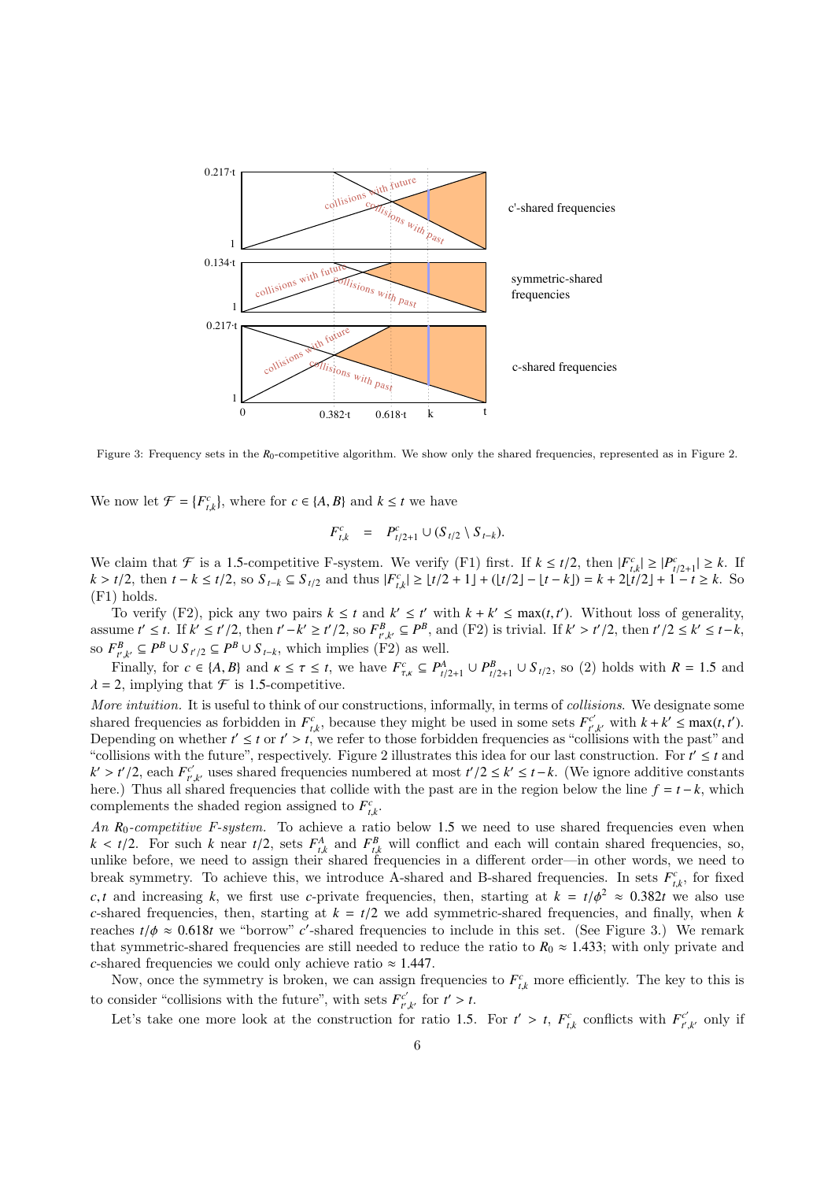Figure 3: Frequency sets in the $R_0$-competitive algorithm. We show only the shared frequencies, represented as in Figure 2.

We now let $\mathcal{F} = \{F^c_{t,k}\}$, where for $c \in \{A, B\}$ and $k \le t$ we have

$$F^c_{t,k} \quad = \quad P^c_{t/2+1} \cup (S_{t/2} \setminus S_{t-k}).$$

We claim that $\mathcal{F}$ is a 1.5-competitive F-system. We verify (F1) first. If $k \le t/2$, then $|F^c_{t,k}| \ge |P^c_{t/2+1}| \ge k$. If $k > t/2$, then $t - k \le t/2$, so $S_{t-k} \subseteq S_{t/2}$ and thus $|F^c_{t,k}| \ge \lfloor t/2 + 1 \rfloor + (\lfloor t/2 \rfloor - \lfloor t - k \rfloor) = k + 2\lfloor t/2 \rfloor + 1 - t \ge k$. So (F1) holds.

To verify (F2), pick any two pairs $k \le t$ and $k' \le t'$ with $k + k' \le \max(t, t')$. Without loss of generality, assume $t' \le t$. If $k' \le t'/2$, then $t' - k' \ge t'/2$, so $F^B_{t',k'} \subseteq P^B$, and (F2) is trivial. If $k' > t'/2$, then $t'/2 \le k' \le t - k$, so $F^B_{t',k'} \subseteq P^B \cup S_{t'/2} \subseteq P^B \cup S_{t-k}$, which implies (F2) as well.

Finally, for $c \in \{A, B\}$ and $\kappa \le \tau \le t$, we have $F^c_{\tau,\kappa} \subseteq P^A_{t/2+1} \cup P^B_{t/2+1} \cup S_{t/2}$, so (2) holds with $R = 1.5$ and $\lambda = 2$, implying that $\mathcal{F}$ is 1.5-competitive.

*More intuition.* It is useful to think of our constructions, informally, in terms of *collisions*. We designate some shared frequencies as forbidden in $F^c_{t,k}$, because they might be used in some sets $F^{c'}_{t',k'}$ with $k + k' \le \max(t, t')$. Depending on whether $t' \le t$ or $t' > t$, we refer to those forbidden frequencies as "collisions with the past" and "collisions with the future", respectively. Figure 2 illustrates this idea for our last construction. For $t' \le t$ and $k' > t'/2$, each $F^{c'}_{t',k'}$ uses shared frequencies numbered at most $t'/2 \le k' \le t - k$. (We ignore additive constants here.) Thus all shared frequencies that collide with the past are in the region below the line $f = t - k$, which complements the shaded region assigned to $F^c_{t,k}$.

*An $R_0$-competitive F-system.* To achieve a ratio below 1.5 we need to use shared frequencies even when $k < t/2$. For such $k$ near $t/2$, sets $F^A_{t,k}$ and $F^B_{t,k}$ will conflict and each will contain shared frequencies, so, unlike before, we need to assign their shared frequencies in a different order—in other words, we need to break symmetry. To achieve this, we introduce A-shared and B-shared frequencies. In sets $F^c_{t,k}$, for fixed $c, t$ and increasing $k$, we first use $c$-private frequencies, then, starting at $k = t/\phi^2 \approx 0.382t$ we also use $c$-shared frequencies, then, starting at $k = t/2$ we add symmetric-shared frequencies, and finally, when $k$ reaches $t/\phi \approx 0.618t$ we "borrow" $c'$-shared frequencies to include in this set. (See Figure 3.) We remark that symmetric-shared frequencies are still needed to reduce the ratio to $R_0 \approx 1.433$; with only private and $c$-shared frequencies we could only achieve ratio $\approx 1.447$.

Now, once the symmetry is broken, we can assign frequencies to $F^c_{t,k}$ more efficiently. The key to this is to consider "collisions with the future", with sets $F^{c'}_{t',k'}$ for $t' > t$.

Let's take one more look at the construction for ratio 1.5. For $t' > t$, $F^c_{t,k}$ conflicts with $F^{c'}_{t',k'}$ only if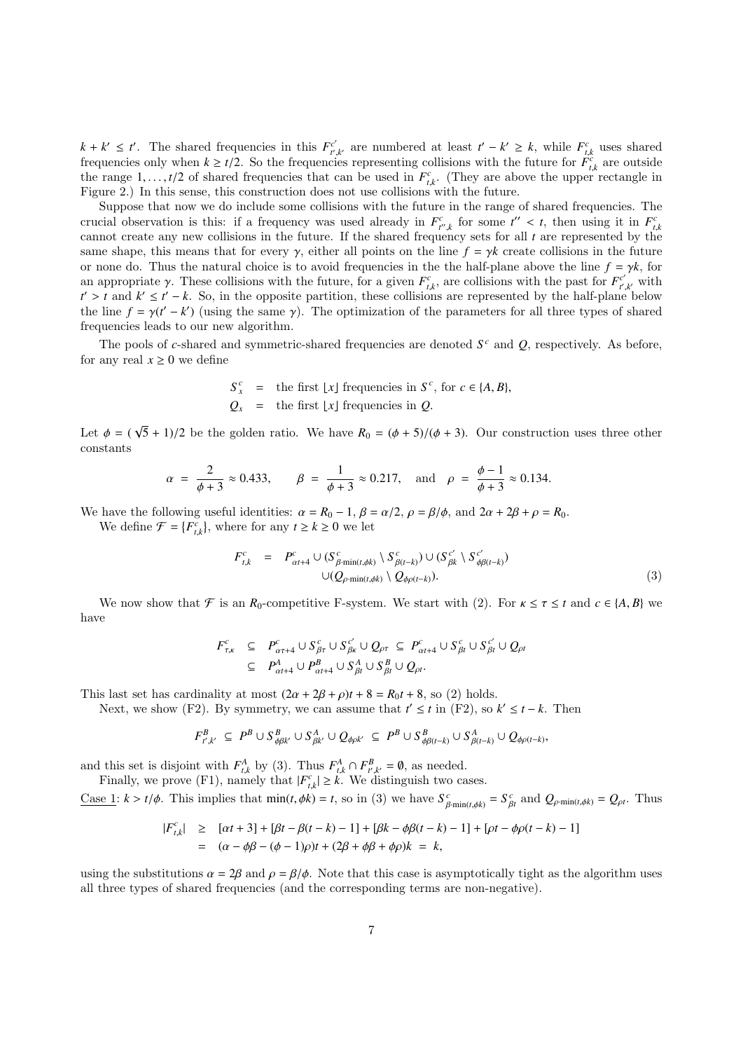$k + k' \leq t'$. The shared frequencies in this $F^{c'}_{t',k'}$ are numbered at least $t' - k' \geq k$, while $F^c_{t,k}$ uses shared frequencies only when $k \geq t/2$. So the frequencies representing collisions with the future for $F^c_{t,k}$ are outside the range $1, \ldots, t/2$ of shared frequencies that can be used in $F^c_{t,k}$. (They are above the upper rectangle in Figure 2.) In this sense, this construction does not use collisions with the future.

Suppose that now we do include some collisions with the future in the range of shared frequencies. The crucial observation is this: if a frequency was used already in $F^c_{t'',k}$ for some $t'' < t$, then using it in $F^c_{t,k}$ cannot create any new collisions in the future. If the shared frequency sets for all $t$ are represented by the same shape, this means that for every $\gamma$, either all points on the line $f = \gamma k$ create collisions in the future or none do. Thus the natural choice is to avoid frequencies in the the half-plane above the line $f = \gamma k$, for an appropriate $\gamma$. These collisions with the future, for a given $F^c_{t,k}$, are collisions with the past for $F^{c'}_{t',k'}$ with $t' > t$ and $k' \leq t' - k$. So, in the opposite partition, these collisions are represented by the half-plane below the line $f = \gamma(t' - k')$ (using the same $\gamma$). The optimization of the parameters for all three types of shared frequencies leads to our new algorithm.

The pools of $c$-shared and symmetric-shared frequencies are denoted $S^c$ and $Q$, respectively. As before, for any real $x \geq 0$ we define

$$
\begin{aligned}
S^c_x &= \text{the first } \lfloor x \rfloor \text{ frequencies in } S^c, \text{ for } c \in \{A, B\}, \\
Q_x &= \text{the first } \lfloor x \rfloor \text{ frequencies in } Q.
\end{aligned}
$$

Let $\phi = (\sqrt{5} + 1)/2$ be the golden ratio. We have $R_0 = (\phi + 5)/(\phi + 3)$. Our construction uses three other constants

$$
\alpha = \frac{2}{\phi + 3} \approx 0.433, \qquad \beta = \frac{1}{\phi + 3} \approx 0.217, \quad \text{and} \quad \rho = \frac{\phi - 1}{\phi + 3} \approx 0.134.
$$

We have the following useful identities: $\alpha = R_0 - 1$, $\beta = \alpha/2$, $\rho = \beta/\phi$, and $2\alpha + 2\beta + \rho = R_0$.

We define $\mathcal{F} = \{F^c_{t,k}\}$, where for any $t \geq k \geq 0$ we let

$$
\begin{aligned}
F^c_{t,k} \;=\; & P^c_{\alpha t + 4} \cup (S^c_{\beta \cdot \min(t, \phi k)} \setminus S^c_{\beta(t-k)}) \cup (S^{c'}_{\beta k} \setminus S^{c'}_{\phi\beta(t-k)}) \\
& \cup (Q_{\rho \cdot \min(t, \phi k)} \setminus Q_{\phi\rho(t-k)}).
\end{aligned} \tag{3}
$$

We now show that $\mathcal{F}$ is an $R_0$-competitive F-system. We start with (2). For $\kappa \leq \tau \leq t$ and $c \in \{A, B\}$ we have

$$
\begin{aligned}
F^c_{\tau,\kappa} &\subseteq P^c_{\alpha\tau + 4} \cup S^c_{\beta\tau} \cup S^{c'}_{\beta\kappa} \cup Q_{\rho\tau} \subseteq P^c_{\alpha t + 4} \cup S^c_{\beta t} \cup S^{c'}_{\beta t} \cup Q_{\rho t} \\
&\subseteq P^A_{\alpha t + 4} \cup P^B_{\alpha t + 4} \cup S^A_{\beta t} \cup S^B_{\beta t} \cup Q_{\rho t}.
\end{aligned}
$$

This last set has cardinality at most $(2\alpha + 2\beta + \rho)t + 8 = R_0 t + 8$, so (2) holds.

Next, we show (F2). By symmetry, we can assume that $t' \leq t$ in (F2), so $k' \leq t - k$. Then

$$
F^B_{t',k'} \subseteq P^B \cup S^B_{\phi\beta k'} \cup S^A_{\beta k'} \cup Q_{\phi\rho k'} \subseteq P^B \cup S^B_{\phi\beta(t-k)} \cup S^A_{\beta(t-k)} \cup Q_{\phi\rho(t-k)},
$$

and this set is disjoint with $F^A_{t,k}$ by (3). Thus $F^A_{t,k} \cap F^B_{t',k'} = \emptyset$, as needed.

Finally, we prove (F1), namely that $|F^c_{t,k}| \geq k$. We distinguish two cases.

Case 1: $k > t/\phi$. This implies that $\min(t, \phi k) = t$, so in (3) we have $S^c_{\beta \cdot \min(t,\phi k)} = S^c_{\beta t}$ and $Q_{\rho \cdot \min(t, \phi k)} = Q_{\rho t}$. Thus

$$
\begin{aligned}
|F^c_{t,k}| &\geq [\alpha t + 3] + [\beta t - \beta(t-k) - 1] + [\beta k - \phi\beta(t-k) - 1] + [\rho t - \phi\rho(t-k) - 1] \\
&= (\alpha - \phi\beta - (\phi - 1)\rho)t + (2\beta + \phi\beta + \phi\rho)k \;=\; k,
\end{aligned}
$$

using the substitutions $\alpha = 2\beta$ and $\rho = \beta/\phi$. Note that this case is asymptotically tight as the algorithm uses all three types of shared frequencies (and the corresponding terms are non-negative).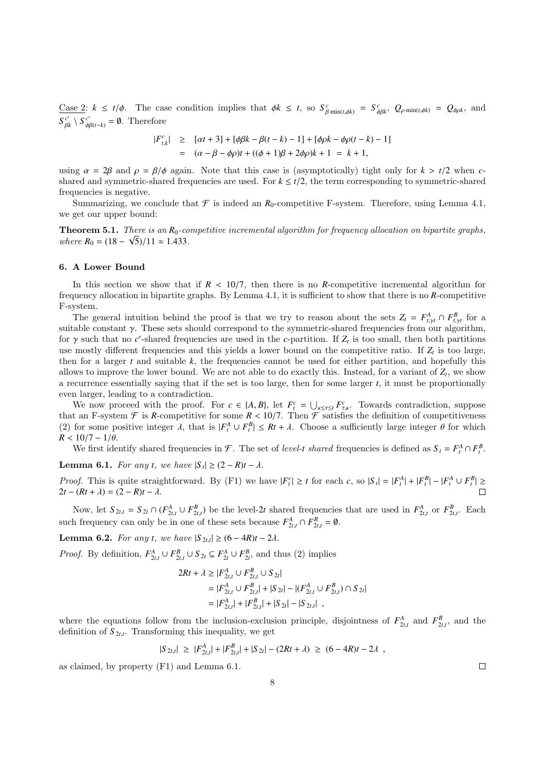Case 2: $k \leq t/\phi$. The case condition implies that $\phi k \leq t$, so $S^c_{\beta \cdot \min(t,\phi k)} = S^c_{\phi\beta k}$, $Q_{\rho \cdot \min(t,\phi k)} = Q_{\phi\rho k}$, and $S^{c'}_{\beta k} \setminus S^{c'}_{\phi\beta(t-k)} = \emptyset$. Therefore

$$
\begin{aligned}
|F^c_{t,k}| &\geq [\alpha t + 3] + [\phi\beta k - \beta(t-k) - 1] + [\phi\rho k - \phi\rho(t-k) - 1] \\
&= (\alpha - \beta - \phi\rho)t + ((\phi+1)\beta + 2\phi\rho)k + 1 \;=\; k + 1,
\end{aligned}
$$

using $\alpha = 2\beta$ and $\rho = \beta/\phi$ again. Note that this case is (asymptotically) tight only for $k > t/2$ when $c$-shared and symmetric-shared frequencies are used. For $k \leq t/2$, the term corresponding to symmetric-shared frequencies is negative.

Summarizing, we conclude that $\mathcal{F}$ is indeed an $R_0$-competitive F-system. Therefore, using Lemma 4.1, we get our upper bound:

**Theorem 5.1.** *There is an $R_0$-competitive incremental algorithm for frequency allocation on bipartite graphs, where $R_0 = (18 - \sqrt{5})/11 \approx 1.433$.*

## 6. A Lower Bound

In this section we show that if $R < 10/7$, then there is no $R$-competitive incremental algorithm for frequency allocation in bipartite graphs. By Lemma 4.1, it is sufficient to show that there is no $R$-competitive F-system.

The general intuition behind the proof is that we try to reason about the sets $Z_t = F^A_{t,\gamma t} \cap F^B_{t,\gamma t}$ for a suitable constant $\gamma$. These sets should correspond to the symmetric-shared frequencies from our algorithm, for $\gamma$ such that no $c'$-shared frequencies are used in the $c$-partition. If $Z_t$ is too small, then both partitions use mostly different frequencies and this yields a lower bound on the competitive ratio. If $Z_t$ is too large, then for a larger $t$ and suitable $k$, the frequencies cannot be used for either partition, and hopefully this allows to improve the lower bound. We are not able to do exactly this. Instead, for a variant of $Z_t$, we show a recurrence essentially saying that if the set is too large, then for some larger $t$, it must be proportionally even larger, leading to a contradiction.

We now proceed with the proof. For $c \in \{A, B\}$, let $F^c_t = \bigcup_{\kappa \leq \tau \leq t} F^c_{\tau,\kappa}$. Towards contradiction, suppose that an F-system $\mathcal{F}$ is $R$-competitive for some $R < 10/7$. Then $\mathcal{F}$ satisfies the definition of competitiveness (2) for some positive integer $\lambda$, that is $|F^A_t \cup F^B_t| \leq Rt + \lambda$. Choose a sufficiently large integer $\theta$ for which $R < 10/7 - 1/\theta$.

We first identify shared frequencies in $\mathcal{F}$. The set of *level-$t$ shared* frequencies is defined as $S_t = F^A_t \cap F^B_t$.

**Lemma 6.1.** *For any $t$, we have $|S_t| \geq (2 - R)t - \lambda$.*

*Proof.* This is quite straightforward. By (F1) we have $|F^c_t| \geq t$ for each $c$, so $|S_t| = |F^A_t| + |F^B_t| - |F^A_t \cup F^B_t| \geq 2t - (Rt + \lambda) = (2 - R)t - \lambda$. □

Now, let $S_{2t,t} = S_{2t} \cap (F^A_{2t,t} \cup F^B_{2t,t})$ be the level-$2t$ shared frequencies that are used in $F^A_{2t,t}$ or $F^B_{2t,t}$. Each such frequency can only be in one of these sets because $F^A_{2t,t} \cap F^B_{2t,t} = \emptyset$.

**Lemma 6.2.** *For any $t$, we have $|S_{2t,t}| \geq (6 - 4R)t - 2\lambda$.*

*Proof.* By definition, $F^A_{2t,t} \cup F^B_{2t,t} \cup S_{2t} \subseteq F^A_{2t} \cup F^B_{2t}$, and thus (2) implies

$$
\begin{aligned}
2Rt + \lambda &\geq |F^A_{2t,t} \cup F^B_{2t,t} \cup S_{2t}| \\
&= |F^A_{2t,t} \cup F^B_{2t,t}| + |S_{2t}| - |(F^A_{2t,t} \cup F^B_{2t,t}) \cap S_{2t}| \\
&= |F^A_{2t,t}| + |F^B_{2t,t}| + |S_{2t}| - |S_{2t,t}| \;\;,
\end{aligned}
$$

where the equations follow from the inclusion-exclusion principle, disjointness of $F^A_{2t,t}$ and $F^B_{2t,t}$, and the definition of $S_{2t,t}$. Transforming this inequality, we get

$$
|S_{2t,t}| \;\geq\; |F^A_{2t,t}| + |F^B_{2t,t}| + |S_{2t}| - (2Rt + \lambda) \;\geq\; (6 - 4R)t - 2\lambda \;\;,
$$

as claimed, by property (F1) and Lemma 6.1. □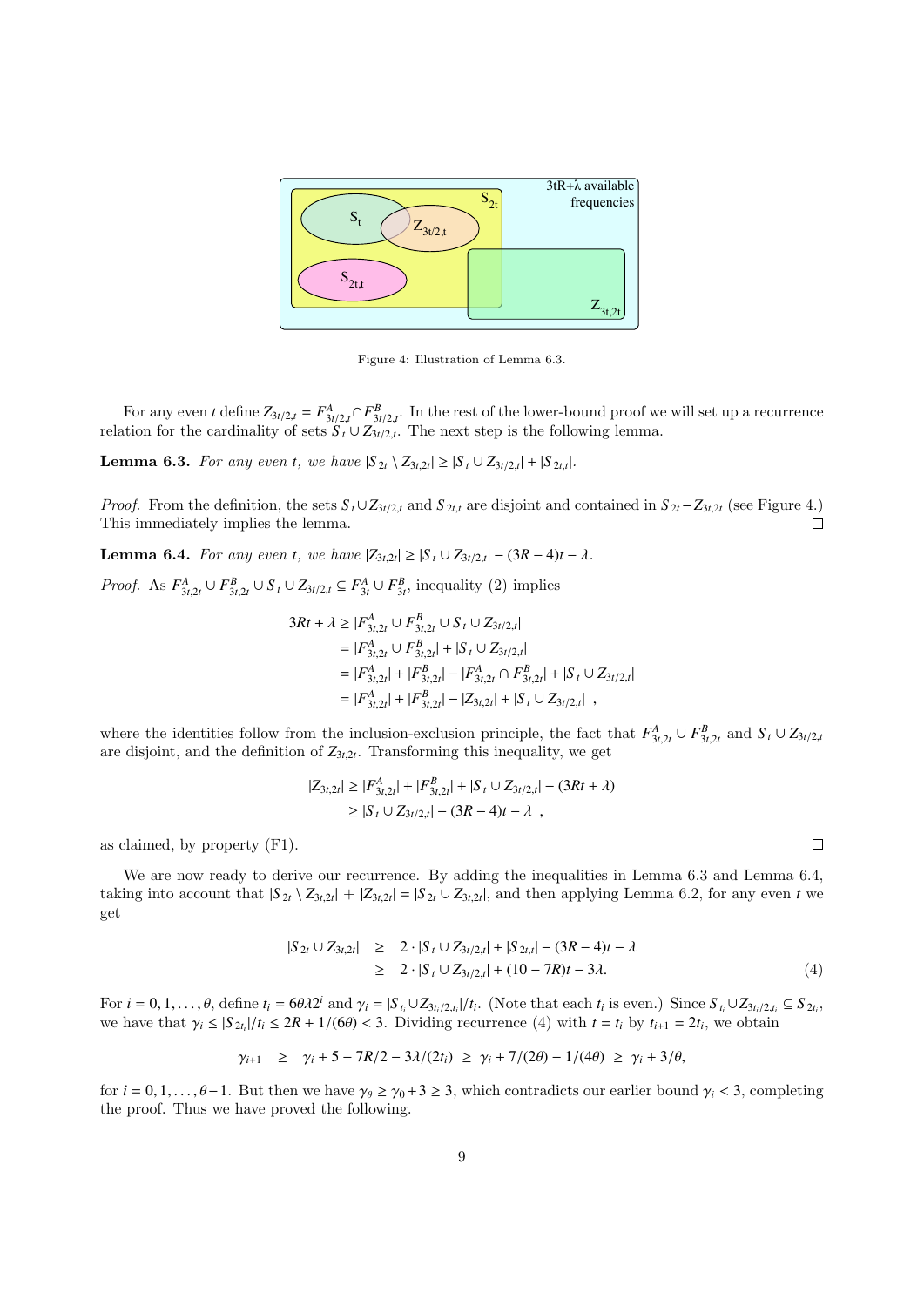Figure 4: Illustration of Lemma 6.3.

For any even $t$ define $Z_{3t/2,t} = F^A_{3t/2,t} \cap F^B_{3t/2,t}$. In the rest of the lower-bound proof we will set up a recurrence relation for the cardinality of sets $S_t \cup Z_{3t/2,t}$. The next step is the following lemma.

**Lemma 6.3.** *For any even $t$, we have $|S_{2t} \setminus Z_{3t,2t}| \geq |S_t \cup Z_{3t/2,t}| + |S_{2t,t}|$.*

*Proof.* From the definition, the sets $S_t \cup Z_{3t/2,t}$ and $S_{2t,t}$ are disjoint and contained in $S_{2t} - Z_{3t,2t}$ (see Figure 4.) This immediately implies the lemma. □

**Lemma 6.4.** *For any even $t$, we have $|Z_{3t,2t}| \geq |S_t \cup Z_{3t/2,t}| - (3R-4)t - \lambda$.*

*Proof.* As $F^A_{3t,2t} \cup F^B_{3t,2t} \cup S_t \cup Z_{3t/2,t} \subseteq F^A_{3t} \cup F^B_{3t}$, inequality (2) implies

$$
\begin{aligned}
3Rt + \lambda &\geq |F^A_{3t,2t} \cup F^B_{3t,2t} \cup S_t \cup Z_{3t/2,t}| \\
&= |F^A_{3t,2t} \cup F^B_{3t,2t}| + |S_t \cup Z_{3t/2,t}| \\
&= |F^A_{3t,2t}| + |F^B_{3t,2t}| - |F^A_{3t,2t} \cap F^B_{3t,2t}| + |S_t \cup Z_{3t/2,t}| \\
&= |F^A_{3t,2t}| + |F^B_{3t,2t}| - |Z_{3t,2t}| + |S_t \cup Z_{3t/2,t}| \ ,
\end{aligned}
$$

where the identities follow from the inclusion-exclusion principle, the fact that $F^A_{3t,2t} \cup F^B_{3t,2t}$ and $S_t \cup Z_{3t/2,t}$ are disjoint, and the definition of $Z_{3t,2t}$. Transforming this inequality, we get

$$
\begin{aligned}
|Z_{3t,2t}| &\geq |F^A_{3t,2t}| + |F^B_{3t,2t}| + |S_t \cup Z_{3t/2,t}| - (3Rt + \lambda) \\
&\geq |S_t \cup Z_{3t/2,t}| - (3R-4)t - \lambda \ ,
\end{aligned}
$$

as claimed, by property (F1). □

We are now ready to derive our recurrence. By adding the inequalities in Lemma 6.3 and Lemma 6.4, taking into account that $|S_{2t} \setminus Z_{3t,2t}| + |Z_{3t,2t}| = |S_{2t} \cup Z_{3t,2t}|$, and then applying Lemma 6.2, for any even $t$ we get

$$
\begin{aligned}
|S_{2t} \cup Z_{3t,2t}| &\geq 2 \cdot |S_t \cup Z_{3t/2,t}| + |S_{2t,t}| - (3R-4)t - \lambda \\
&\geq 2 \cdot |S_t \cup Z_{3t/2,t}| + (10 - 7R)t - 3\lambda. \qquad (4)
\end{aligned}
$$

For $i = 0, 1, \ldots, \theta$, define $t_i = 6\theta\lambda 2^i$ and $\gamma_i = |S_{t_i} \cup Z_{3t_i/2,t_i}|/t_i$. (Note that each $t_i$ is even.) Since $S_{t_i} \cup Z_{3t_i/2,t_i} \subseteq S_{2t_i}$, we have that $\gamma_i \leq |S_{2t_i}|/t_i \leq 2R + 1/(6\theta) < 3$. Dividing recurrence (4) with $t = t_i$ by $t_{i+1} = 2t_i$, we obtain

$$
\gamma_{i+1} \ \geq \ \gamma_i + 5 - 7R/2 - 3\lambda/(2t_i) \ \geq \ \gamma_i + 7/(2\theta) - 1/(4\theta) \ \geq \ \gamma_i + 3/\theta,
$$

for $i = 0, 1, \ldots, \theta - 1$. But then we have $\gamma_\theta \geq \gamma_0 + 3 \geq 3$, which contradicts our earlier bound $\gamma_i < 3$, completing the proof. Thus we have proved the following.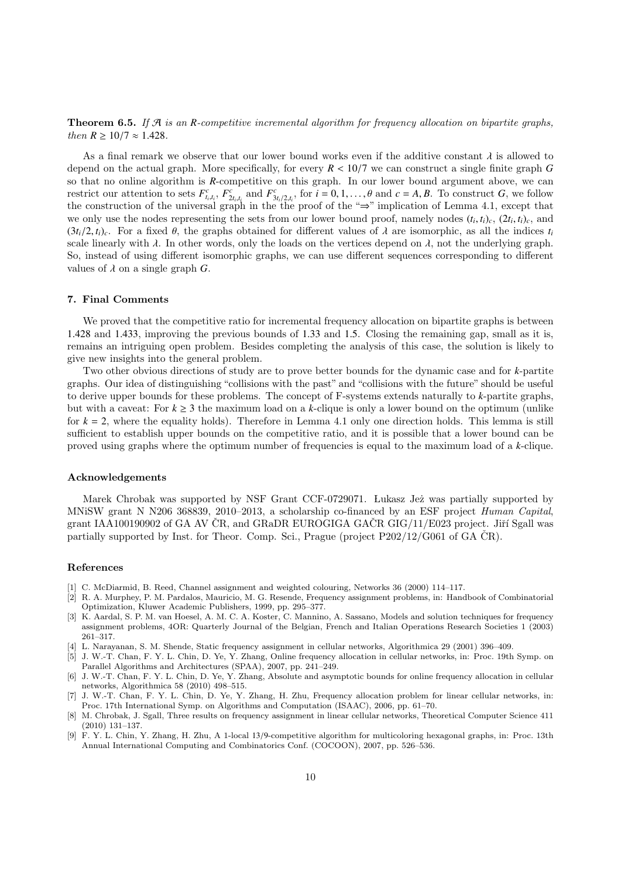**Theorem 6.5.** *If $\mathcal{A}$ is an $R$-competitive incremental algorithm for frequency allocation on bipartite graphs, then $R \geq 10/7 \approx 1.428$.*

As a final remark we observe that our lower bound works even if the additive constant $\lambda$ is allowed to depend on the actual graph. More specifically, for every $R < 10/7$ we can construct a single finite graph $G$ so that no online algorithm is $R$-competitive on this graph. In our lower bound argument above, we can restrict our attention to sets $F^c_{t_i,t_i}$, $F^c_{2t_i,t_i}$ and $F^c_{3t_i/2,t_i}$, for $i = 0, 1, \ldots, \theta$ and $c = A, B$. To construct $G$, we follow the construction of the universal graph in the the proof of the "⇒" implication of Lemma 4.1, except that we only use the nodes representing the sets from our lower bound proof, namely nodes $(t_i, t_i)_c$, $(2t_i, t_i)_c$, and $(3t_i/2, t_i)_c$. For a fixed $\theta$, the graphs obtained for different values of $\lambda$ are isomorphic, as all the indices $t_i$ scale linearly with $\lambda$. In other words, only the loads on the vertices depend on $\lambda$, not the underlying graph. So, instead of using different isomorphic graphs, we can use different sequences corresponding to different values of $\lambda$ on a single graph $G$.

## 7. Final Comments

We proved that the competitive ratio for incremental frequency allocation on bipartite graphs is between 1.428 and 1.433, improving the previous bounds of 1.33 and 1.5. Closing the remaining gap, small as it is, remains an intriguing open problem. Besides completing the analysis of this case, the solution is likely to give new insights into the general problem.

Two other obvious directions of study are to prove better bounds for the dynamic case and for $k$-partite graphs. Our idea of distinguishing "collisions with the past" and "collisions with the future" should be useful to derive upper bounds for these problems. The concept of F-systems extends naturally to $k$-partite graphs, but with a caveat: For $k \geq 3$ the maximum load on a $k$-clique is only a lower bound on the optimum (unlike for $k = 2$, where the equality holds). Therefore in Lemma 4.1 only one direction holds. This lemma is still sufficient to establish upper bounds on the competitive ratio, and it is possible that a lower bound can be proved using graphs where the optimum number of frequencies is equal to the maximum load of a $k$-clique.

## Acknowledgements

Marek Chrobak was supported by NSF Grant CCF-0729071. Łukasz Jeż was partially supported by MNiSW grant N N206 368839, 2010–2013, a scholarship co-financed by an ESF project *Human Capital*, grant IAA100190902 of GA AV ČR, and GRaDR EUROGIGA GAČR GIG/11/E023 project. Jiří Sgall was partially supported by Inst. for Theor. Comp. Sci., Prague (project P202/12/G061 of GA ČR).

## References

[1] C. McDiarmid, B. Reed, Channel assignment and weighted colouring, Networks 36 (2000) 114–117.

[2] R. A. Murphey, P. M. Pardalos, Mauricio, M. G. Resende, Frequency assignment problems, in: Handbook of Combinatorial Optimization, Kluwer Academic Publishers, 1999, pp. 295–377.

[3] K. Aardal, S. P. M. van Hoesel, A. M. C. A. Koster, C. Mannino, A. Sassano, Models and solution techniques for frequency assignment problems, 4OR: Quarterly Journal of the Belgian, French and Italian Operations Research Societies 1 (2003) 261–317.

[4] L. Narayanan, S. M. Shende, Static frequency assignment in cellular networks, Algorithmica 29 (2001) 396–409.

[5] J. W.-T. Chan, F. Y. L. Chin, D. Ye, Y. Zhang, Online frequency allocation in cellular networks, in: Proc. 19th Symp. on Parallel Algorithms and Architectures (SPAA), 2007, pp. 241–249.

[6] J. W.-T. Chan, F. Y. L. Chin, D. Ye, Y. Zhang, Absolute and asymptotic bounds for online frequency allocation in cellular networks, Algorithmica 58 (2010) 498–515.

[7] J. W.-T. Chan, F. Y. L. Chin, D. Ye, Y. Zhang, H. Zhu, Frequency allocation problem for linear cellular networks, in: Proc. 17th International Symp. on Algorithms and Computation (ISAAC), 2006, pp. 61–70.

[8] M. Chrobak, J. Sgall, Three results on frequency assignment in linear cellular networks, Theoretical Computer Science 411 (2010) 131–137.

[9] F. Y. L. Chin, Y. Zhang, H. Zhu, A 1-local 13/9-competitive algorithm for multicoloring hexagonal graphs, in: Proc. 13th Annual International Computing and Combinatorics Conf. (COCOON), 2007, pp. 526–536.